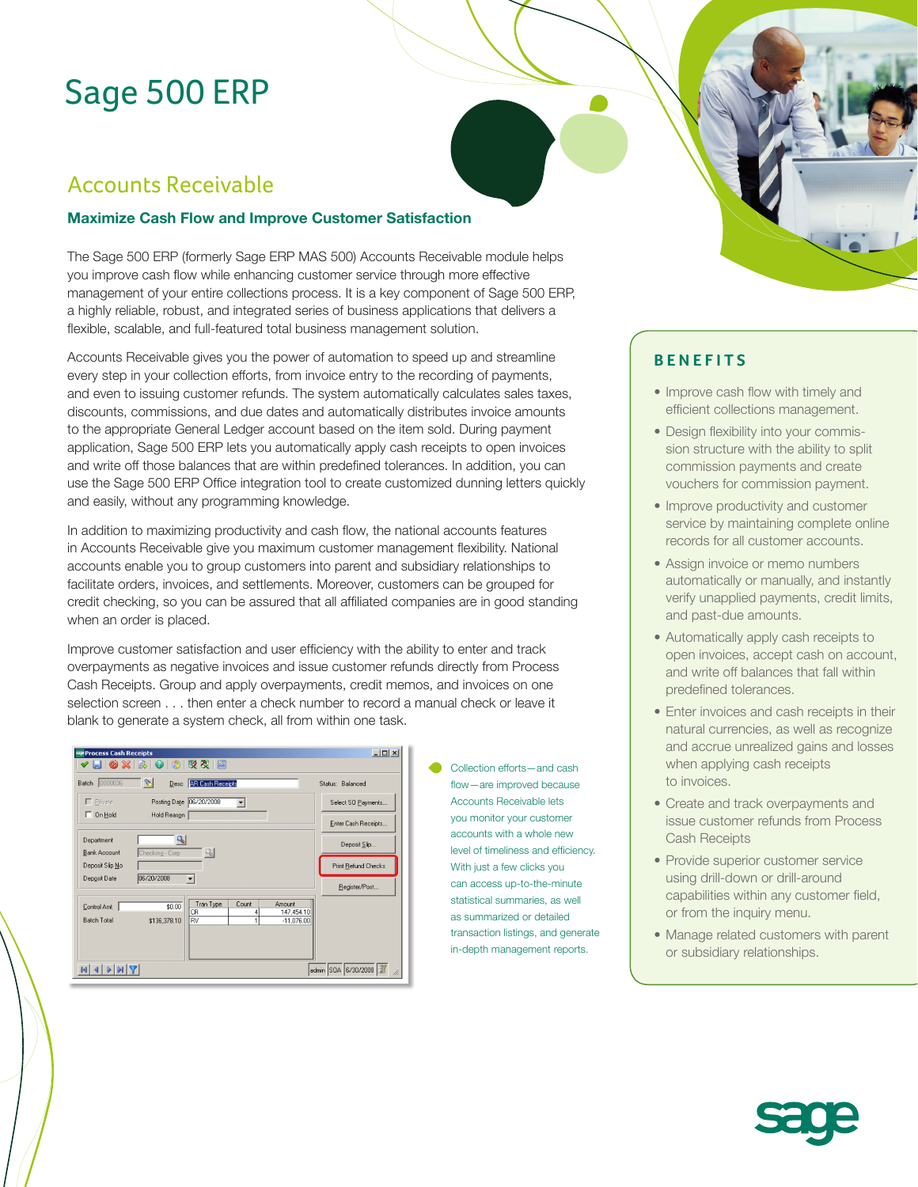# Sage 500 ERP

## Accounts Receivable

### Maximize Cash Flow and Improve Customer Satisfaction

The Sage 500 ERP (formerly Sage ERP MAS 500) Accounts Receivable module helps you improve cash flow while enhancing customer service through more effective management of your entire collections process. It is a key component of Sage 500 ERP, a highly reliable, robust, and integrated series of business applications that delivers a flexible, scalable, and full-featured total business management solution.

Accounts Receivable gives you the power of automation to speed up and streamline every step in your collection efforts, from invoice entry to the recording of payments, and even to issuing customer refunds. The system automatically calculates sales taxes, discounts, commissions, and due dates and automatically distributes invoice amounts to the appropriate General Ledger account based on the item sold. During payment application, Sage 500 ERP lets you automatically apply cash receipts to open invoices and write off those balances that are within predefined tolerances. In addition, you can use the Sage 500 ERP Office integration tool to create customized dunning letters quickly and easily, without any programming knowledge.

In addition to maximizing productivity and cash flow, the national accounts features in Accounts Receivable give you maximum customer management flexibility. National accounts enable you to group customers into parent and subsidiary relationships to facilitate orders, invoices, and settlements. Moreover, customers can be grouped for credit checking, so you can be assured that all affiliated companies are in good standing when an order is placed.

Improve customer satisfaction and user efficiency with the ability to enter and track overpayments as negative invoices and issue customer refunds directly from Process Cash Receipts. Group and apply overpayments, credit memos, and invoices on one selection screen . . . then enter a check number to record a manual check or leave it blank to generate a system check, all from within one task.

Collection efforts—and cash flow—are improved because Accounts Receivable lets you monitor your customer accounts with a whole new level of timeliness and efficiency. With just a few clicks you can access up-to-the-minute statistical summaries, as well as summarized or detailed transaction listings, and generate in-depth management reports.

## BENEFITS

- Improve cash flow with timely and efficient collections management.
- Design flexibility into your commission structure with the ability to split commission payments and create vouchers for commission payment.
- Improve productivity and customer service by maintaining complete online records for all customer accounts.
- Assign invoice or memo numbers automatically or manually, and instantly verify unapplied payments, credit limits, and past-due amounts.
- Automatically apply cash receipts to open invoices, accept cash on account, and write off balances that fall within predefined tolerances.
- Enter invoices and cash receipts in their natural currencies, as well as recognize and accrue unrealized gains and losses when applying cash receipts to invoices.
- Create and track overpayments and issue customer refunds from Process Cash Receipts
- Provide superior customer service using drill-down or drill-around capabilities within any customer field, or from the inquiry menu.
- Manage related customers with parent or subsidiary relationships.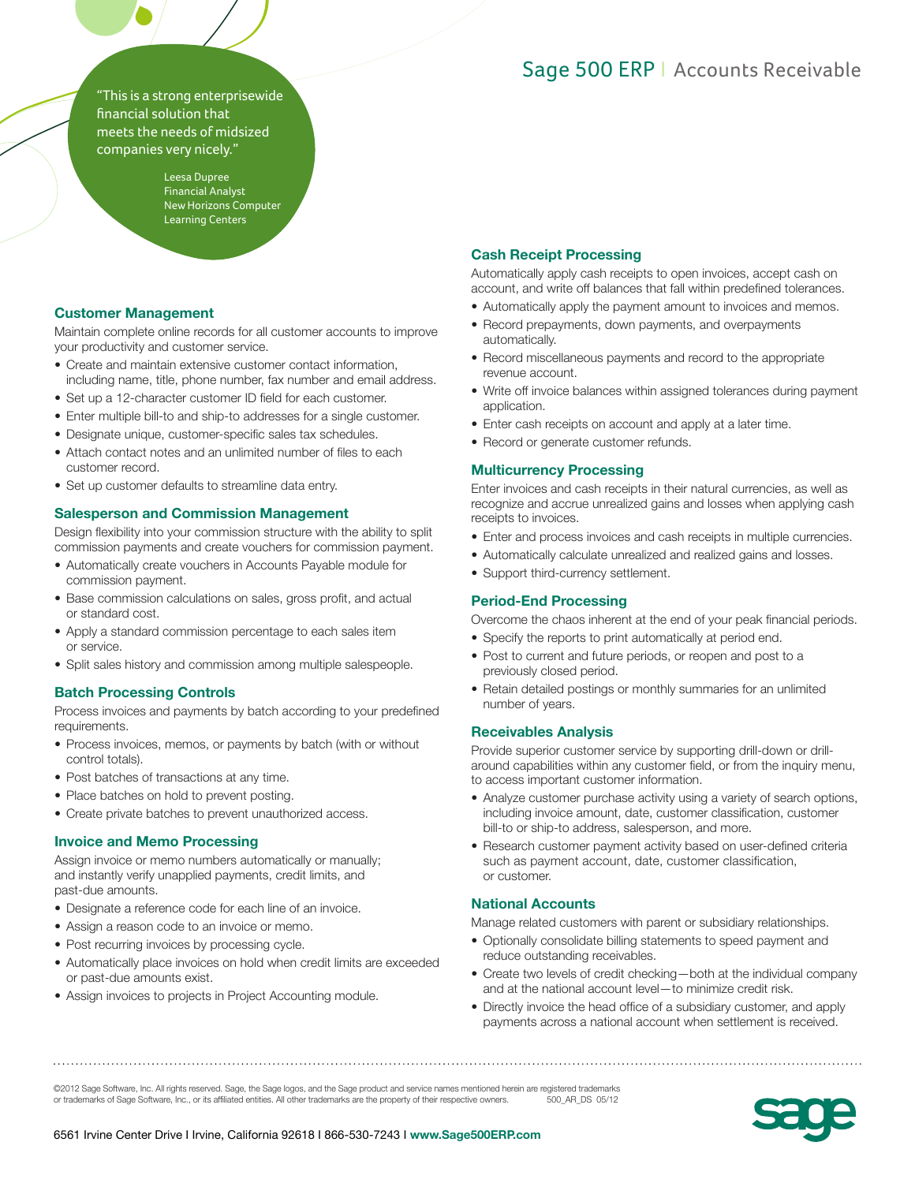# Sage 500 ERP | Accounts Receivable

"This is a strong enterprisewide financial solution that meets the needs of midsized companies very nicely."

Leesa Dupree
Financial Analyst
New Horizons Computer Learning Centers

### Customer Management

Maintain complete online records for all customer accounts to improve your productivity and customer service.

- Create and maintain extensive customer contact information, including name, title, phone number, fax number and email address.
- Set up a 12-character customer ID field for each customer.
- Enter multiple bill-to and ship-to addresses for a single customer.
- Designate unique, customer-specific sales tax schedules.
- Attach contact notes and an unlimited number of files to each customer record.
- Set up customer defaults to streamline data entry.

### Salesperson and Commission Management

Design flexibility into your commission structure with the ability to split commission payments and create vouchers for commission payment.

- Automatically create vouchers in Accounts Payable module for commission payment.
- Base commission calculations on sales, gross profit, and actual or standard cost.
- Apply a standard commission percentage to each sales item or service.
- Split sales history and commission among multiple salespeople.

### Batch Processing Controls

Process invoices and payments by batch according to your predefined requirements.

- Process invoices, memos, or payments by batch (with or without control totals).
- Post batches of transactions at any time.
- Place batches on hold to prevent posting.
- Create private batches to prevent unauthorized access.

### Invoice and Memo Processing

Assign invoice or memo numbers automatically or manually; and instantly verify unapplied payments, credit limits, and past-due amounts.

- Designate a reference code for each line of an invoice.
- Assign a reason code to an invoice or memo.
- Post recurring invoices by processing cycle.
- Automatically place invoices on hold when credit limits are exceeded or past-due amounts exist.
- Assign invoices to projects in Project Accounting module.

### Cash Receipt Processing

Automatically apply cash receipts to open invoices, accept cash on account, and write off balances that fall within predefined tolerances.

- Automatically apply the payment amount to invoices and memos.
- Record prepayments, down payments, and overpayments automatically.
- Record miscellaneous payments and record to the appropriate revenue account.
- Write off invoice balances within assigned tolerances during payment application.
- Enter cash receipts on account and apply at a later time.
- Record or generate customer refunds.

### Multicurrency Processing

Enter invoices and cash receipts in their natural currencies, as well as recognize and accrue unrealized gains and losses when applying cash receipts to invoices.

- Enter and process invoices and cash receipts in multiple currencies.
- Automatically calculate unrealized and realized gains and losses.
- Support third-currency settlement.

### Period-End Processing

Overcome the chaos inherent at the end of your peak financial periods.

- Specify the reports to print automatically at period end.
- Post to current and future periods, or reopen and post to a previously closed period.
- Retain detailed postings or monthly summaries for an unlimited number of years.

### Receivables Analysis

Provide superior customer service by supporting drill-down or drill-around capabilities within any customer field, or from the inquiry menu, to access important customer information.

- Analyze customer purchase activity using a variety of search options, including invoice amount, date, customer classification, customer bill-to or ship-to address, salesperson, and more.
- Research customer payment activity based on user-defined criteria such as payment account, date, customer classification, or customer.

### National Accounts

Manage related customers with parent or subsidiary relationships.

- Optionally consolidate billing statements to speed payment and reduce outstanding receivables.
- Create two levels of credit checking—both at the individual company and at the national account level—to minimize credit risk.
- Directly invoice the head office of a subsidiary customer, and apply payments across a national account when settlement is received.

©2012 Sage Software, Inc. All rights reserved. Sage, the Sage logos, and the Sage product and service names mentioned herein are registered trademarks or trademarks of Sage Software, Inc., or its affiliated entities. All other trademarks are the property of their respective owners. 500_AR_DS 05/12

6561 Irvine Center Drive I Irvine, California 92618 I 866-530-7243 I **www.Sage500ERP.com**